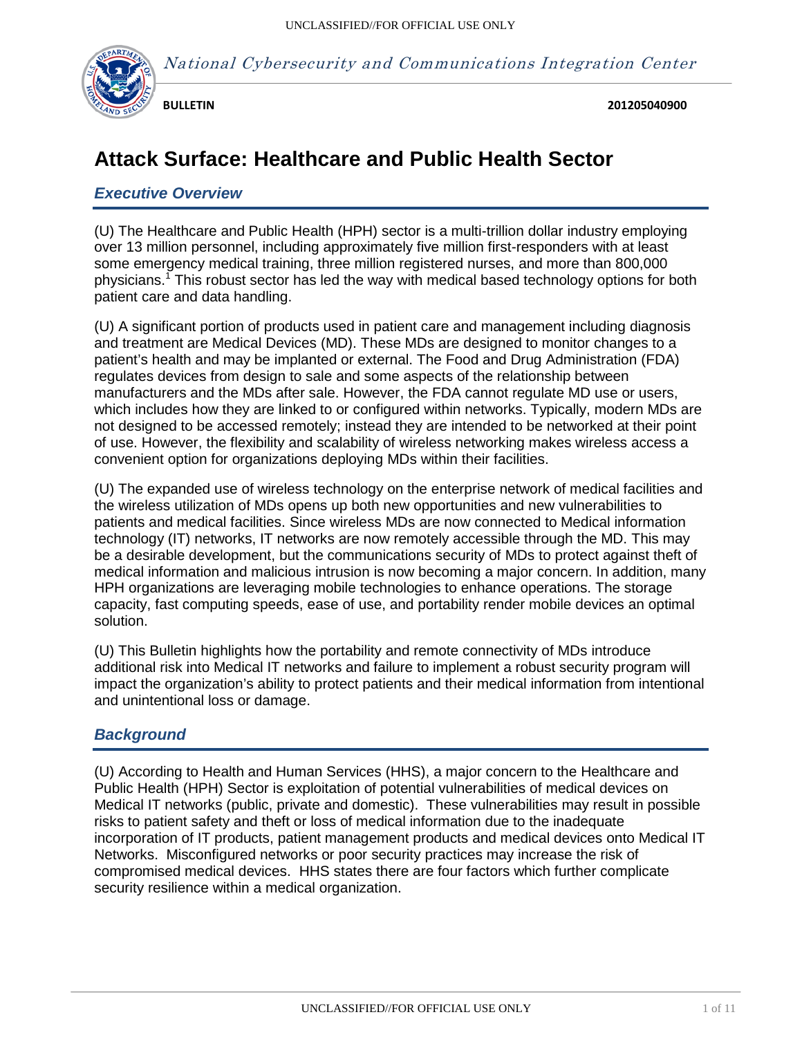National Cybersecurity and Communications Integration Center

**BULLETIN** **201205040900**

# Attack Surface: Healthcare and Public Health Sector

## *Executive Overview*

(U) The Healthcare and Public Health (HPH) sector is a multi-trillion dollar industry employing over 13 million personnel, including approximately five million first-responders with at least some emergency medical training, three million registered nurses, and more than 800,000 physicians.[1] This robust sector has led the way with medical based technology options for both patient care and data handling.

(U) A significant portion of products used in patient care and management including diagnosis and treatment are Medical Devices (MD). These MDs are designed to monitor changes to a patient's health and may be implanted or external. The Food and Drug Administration (FDA) regulates devices from design to sale and some aspects of the relationship between manufacturers and the MDs after sale. However, the FDA cannot regulate MD use or users, which includes how they are linked to or configured within networks. Typically, modern MDs are not designed to be accessed remotely; instead they are intended to be networked at their point of use. However, the flexibility and scalability of wireless networking makes wireless access a convenient option for organizations deploying MDs within their facilities.

(U) The expanded use of wireless technology on the enterprise network of medical facilities and the wireless utilization of MDs opens up both new opportunities and new vulnerabilities to patients and medical facilities. Since wireless MDs are now connected to Medical information technology (IT) networks, IT networks are now remotely accessible through the MD. This may be a desirable development, but the communications security of MDs to protect against theft of medical information and malicious intrusion is now becoming a major concern. In addition, many HPH organizations are leveraging mobile technologies to enhance operations. The storage capacity, fast computing speeds, ease of use, and portability render mobile devices an optimal solution.

(U) This Bulletin highlights how the portability and remote connectivity of MDs introduce additional risk into Medical IT networks and failure to implement a robust security program will impact the organization's ability to protect patients and their medical information from intentional and unintentional loss or damage.

## *Background*

(U) According to Health and Human Services (HHS), a major concern to the Healthcare and Public Health (HPH) Sector is exploitation of potential vulnerabilities of medical devices on Medical IT networks (public, private and domestic). These vulnerabilities may result in possible risks to patient safety and theft or loss of medical information due to the inadequate incorporation of IT products, patient management products and medical devices onto Medical IT Networks. Misconfigured networks or poor security practices may increase the risk of compromised medical devices. HHS states there are four factors which further complicate security resilience within a medical organization.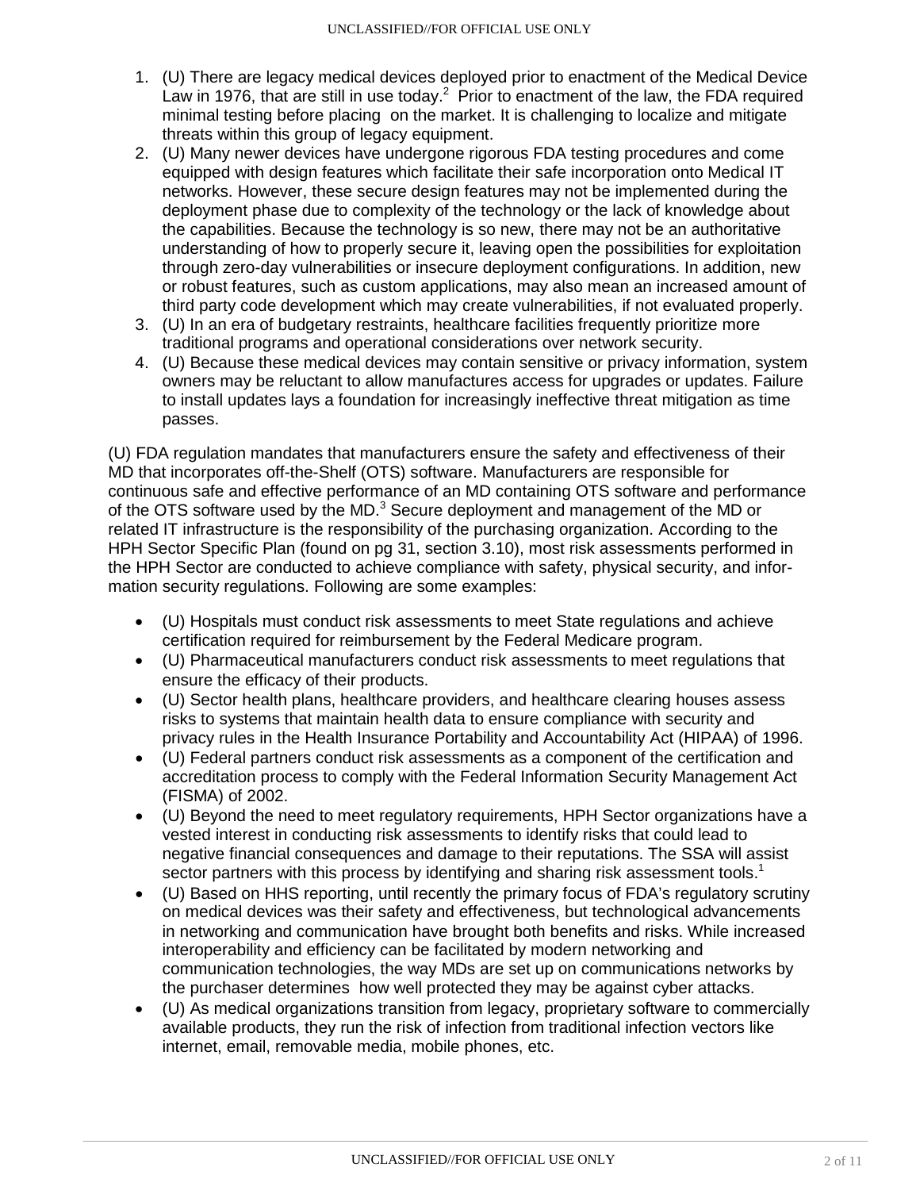1. (U) There are legacy medical devices deployed prior to enactment of the Medical Device Law in 1976, that are still in use today.[2] Prior to enactment of the law, the FDA required minimal testing before placing on the market. It is challenging to localize and mitigate threats within this group of legacy equipment.
2. (U) Many newer devices have undergone rigorous FDA testing procedures and come equipped with design features which facilitate their safe incorporation onto Medical IT networks. However, these secure design features may not be implemented during the deployment phase due to complexity of the technology or the lack of knowledge about the capabilities. Because the technology is so new, there may not be an authoritative understanding of how to properly secure it, leaving open the possibilities for exploitation through zero-day vulnerabilities or insecure deployment configurations. In addition, new or robust features, such as custom applications, may also mean an increased amount of third party code development which may create vulnerabilities, if not evaluated properly.
3. (U) In an era of budgetary restraints, healthcare facilities frequently prioritize more traditional programs and operational considerations over network security.
4. (U) Because these medical devices may contain sensitive or privacy information, system owners may be reluctant to allow manufactures access for upgrades or updates. Failure to install updates lays a foundation for increasingly ineffective threat mitigation as time passes.

(U) FDA regulation mandates that manufacturers ensure the safety and effectiveness of their MD that incorporates off-the-Shelf (OTS) software. Manufacturers are responsible for continuous safe and effective performance of an MD containing OTS software and performance of the OTS software used by the MD.[3] Secure deployment and management of the MD or related IT infrastructure is the responsibility of the purchasing organization. According to the HPH Sector Specific Plan (found on pg 31, section 3.10), most risk assessments performed in the HPH Sector are conducted to achieve compliance with safety, physical security, and information security regulations. Following are some examples:

- (U) Hospitals must conduct risk assessments to meet State regulations and achieve certification required for reimbursement by the Federal Medicare program.
- (U) Pharmaceutical manufacturers conduct risk assessments to meet regulations that ensure the efficacy of their products.
- (U) Sector health plans, healthcare providers, and healthcare clearing houses assess risks to systems that maintain health data to ensure compliance with security and privacy rules in the Health Insurance Portability and Accountability Act (HIPAA) of 1996.
- (U) Federal partners conduct risk assessments as a component of the certification and accreditation process to comply with the Federal Information Security Management Act (FISMA) of 2002.
- (U) Beyond the need to meet regulatory requirements, HPH Sector organizations have a vested interest in conducting risk assessments to identify risks that could lead to negative financial consequences and damage to their reputations. The SSA will assist sector partners with this process by identifying and sharing risk assessment tools.[1]
- (U) Based on HHS reporting, until recently the primary focus of FDA's regulatory scrutiny on medical devices was their safety and effectiveness, but technological advancements in networking and communication have brought both benefits and risks. While increased interoperability and efficiency can be facilitated by modern networking and communication technologies, the way MDs are set up on communications networks by the purchaser determines how well protected they may be against cyber attacks.
- (U) As medical organizations transition from legacy, proprietary software to commercially available products, they run the risk of infection from traditional infection vectors like internet, email, removable media, mobile phones, etc.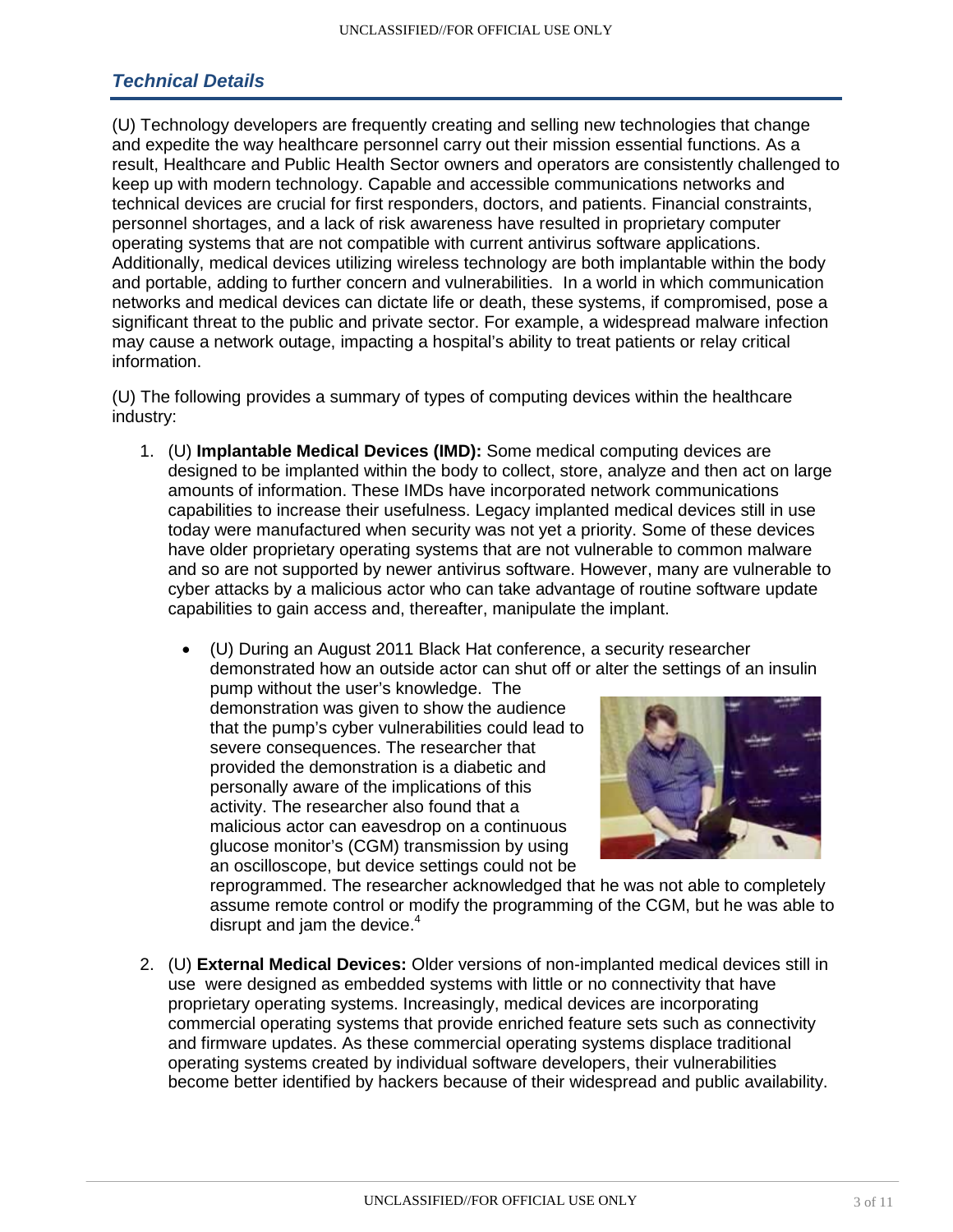## *Technical Details*

(U) Technology developers are frequently creating and selling new technologies that change and expedite the way healthcare personnel carry out their mission essential functions. As a result, Healthcare and Public Health Sector owners and operators are consistently challenged to keep up with modern technology. Capable and accessible communications networks and technical devices are crucial for first responders, doctors, and patients. Financial constraints, personnel shortages, and a lack of risk awareness have resulted in proprietary computer operating systems that are not compatible with current antivirus software applications. Additionally, medical devices utilizing wireless technology are both implantable within the body and portable, adding to further concern and vulnerabilities. In a world in which communication networks and medical devices can dictate life or death, these systems, if compromised, pose a significant threat to the public and private sector. For example, a widespread malware infection may cause a network outage, impacting a hospital's ability to treat patients or relay critical information.

(U) The following provides a summary of types of computing devices within the healthcare industry:

1. (U) **Implantable Medical Devices (IMD):** Some medical computing devices are designed to be implanted within the body to collect, store, analyze and then act on large amounts of information. These IMDs have incorporated network communications capabilities to increase their usefulness. Legacy implanted medical devices still in use today were manufactured when security was not yet a priority. Some of these devices have older proprietary operating systems that are not vulnerable to common malware and so are not supported by newer antivirus software. However, many are vulnerable to cyber attacks by a malicious actor who can take advantage of routine software update capabilities to gain access and, thereafter, manipulate the implant.

   - (U) During an August 2011 Black Hat conference, a security researcher demonstrated how an outside actor can shut off or alter the settings of an insulin pump without the user's knowledge. The demonstration was given to show the audience that the pump's cyber vulnerabilities could lead to severe consequences. The researcher that provided the demonstration is a diabetic and personally aware of the implications of this activity. The researcher also found that a malicious actor can eavesdrop on a continuous glucose monitor's (CGM) transmission by using an oscilloscope, but device settings could not be reprogrammed. The researcher acknowledged that he was not able to completely assume remote control or modify the programming of the CGM, but he was able to disrupt and jam the device.[4]

2. (U) **External Medical Devices:** Older versions of non-implanted medical devices still in use were designed as embedded systems with little or no connectivity that have proprietary operating systems. Increasingly, medical devices are incorporating commercial operating systems that provide enriched feature sets such as connectivity and firmware updates. As these commercial operating systems displace traditional operating systems created by individual software developers, their vulnerabilities become better identified by hackers because of their widespread and public availability.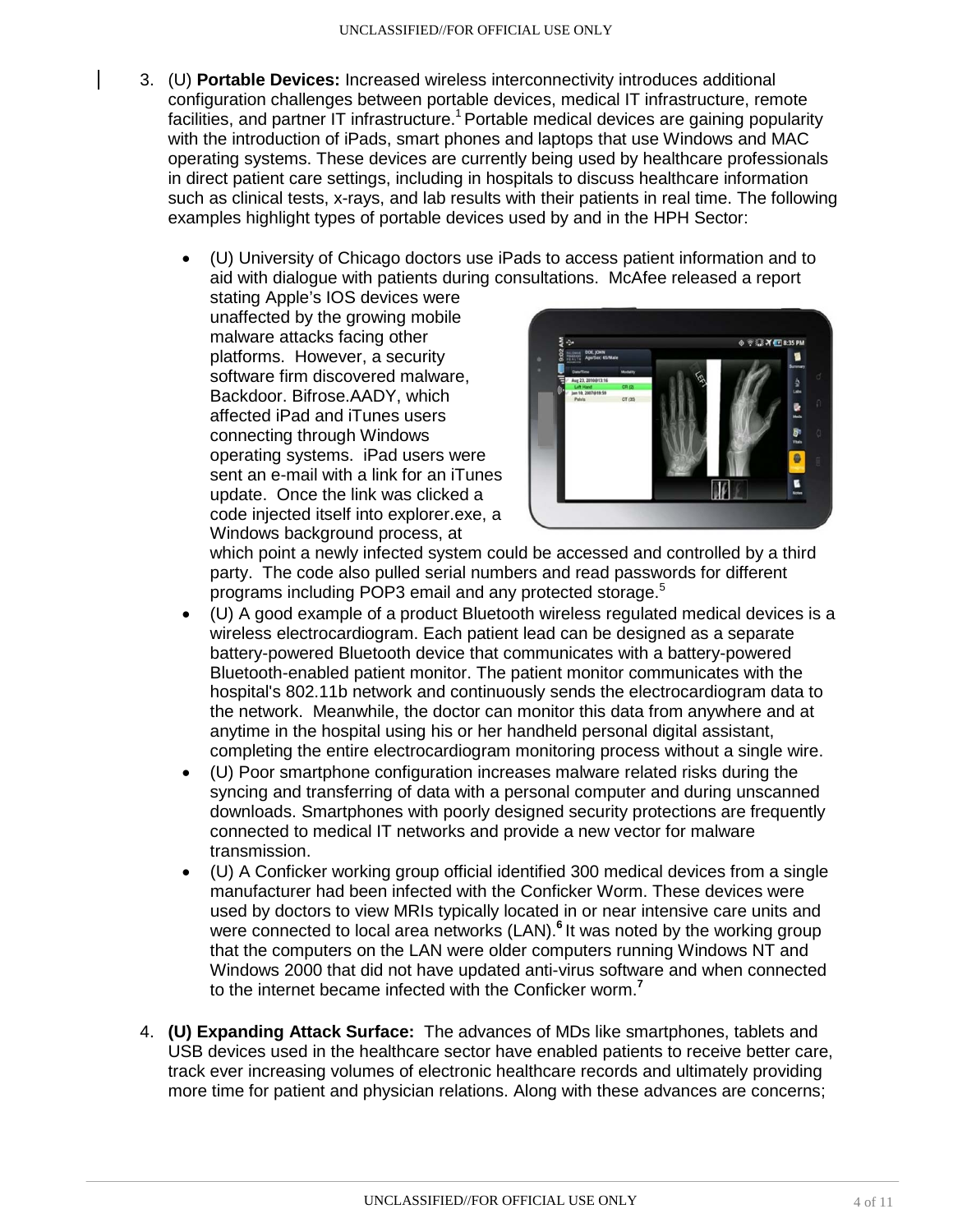3. (U) **Portable Devices:** Increased wireless interconnectivity introduces additional configuration challenges between portable devices, medical IT infrastructure, remote facilities, and partner IT infrastructure.[1] Portable medical devices are gaining popularity with the introduction of iPads, smart phones and laptops that use Windows and MAC operating systems. These devices are currently being used by healthcare professionals in direct patient care settings, including in hospitals to discuss healthcare information such as clinical tests, x-rays, and lab results with their patients in real time. The following examples highlight types of portable devices used by and in the HPH Sector:

   - (U) University of Chicago doctors use iPads to access patient information and to aid with dialogue with patients during consultations. McAfee released a report stating Apple's IOS devices were unaffected by the growing mobile malware attacks facing other platforms. However, a security software firm discovered malware, Backdoor. Bifrose.AADY, which affected iPad and iTunes users connecting through Windows operating systems. iPad users were sent an e-mail with a link for an iTunes update. Once the link was clicked a code injected itself into explorer.exe, a Windows background process, at which point a newly infected system could be accessed and controlled by a third party. The code also pulled serial numbers and read passwords for different programs including POP3 email and any protected storage.[5]
   - (U) A good example of a product Bluetooth wireless regulated medical devices is a wireless electrocardiogram. Each patient lead can be designed as a separate battery-powered Bluetooth device that communicates with a battery-powered Bluetooth-enabled patient monitor. The patient monitor communicates with the hospital's 802.11b network and continuously sends the electrocardiogram data to the network. Meanwhile, the doctor can monitor this data from anywhere and at anytime in the hospital using his or her handheld personal digital assistant, completing the entire electrocardiogram monitoring process without a single wire.
   - (U) Poor smartphone configuration increases malware related risks during the syncing and transferring of data with a personal computer and during unscanned downloads. Smartphones with poorly designed security protections are frequently connected to medical IT networks and provide a new vector for malware transmission.
   - (U) A Conficker working group official identified 300 medical devices from a single manufacturer had been infected with the Conficker Worm. These devices were used by doctors to view MRIs typically located in or near intensive care units and were connected to local area networks (LAN).[6] It was noted by the working group that the computers on the LAN were older computers running Windows NT and Windows 2000 that did not have updated anti-virus software and when connected to the internet became infected with the Conficker worm.[7]

4. **(U) Expanding Attack Surface:** The advances of MDs like smartphones, tablets and USB devices used in the healthcare sector have enabled patients to receive better care, track ever increasing volumes of electronic healthcare records and ultimately providing more time for patient and physician relations. Along with these advances are concerns;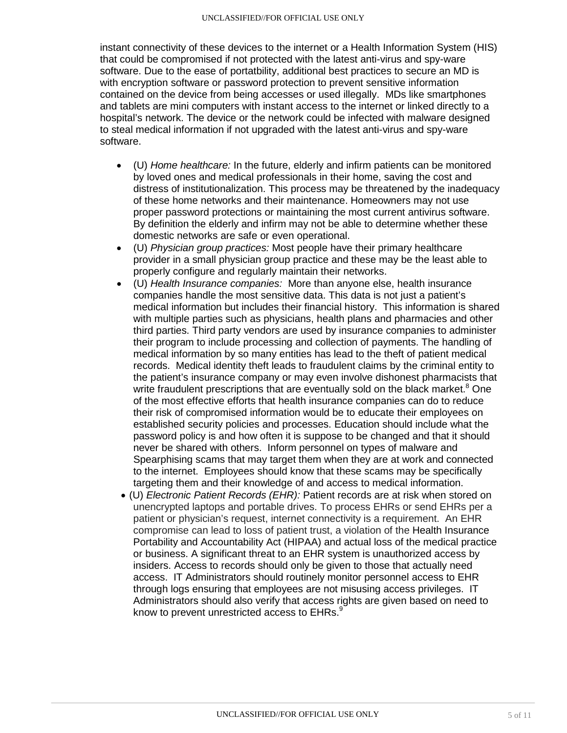instant connectivity of these devices to the internet or a Health Information System (HIS) that could be compromised if not protected with the latest anti-virus and spy-ware software. Due to the ease of portatbility, additional best practices to secure an MD is with encryption software or password protection to prevent sensitive information contained on the device from being accesses or used illegally. MDs like smartphones and tablets are mini computers with instant access to the internet or linked directly to a hospital's network. The device or the network could be infected with malware designed to steal medical information if not upgraded with the latest anti-virus and spy-ware software.

- (U) *Home healthcare:* In the future, elderly and infirm patients can be monitored by loved ones and medical professionals in their home, saving the cost and distress of institutionalization. This process may be threatened by the inadequacy of these home networks and their maintenance. Homeowners may not use proper password protections or maintaining the most current antivirus software. By definition the elderly and infirm may not be able to determine whether these domestic networks are safe or even operational.
- (U) *Physician group practices:* Most people have their primary healthcare provider in a small physician group practice and these may be the least able to properly configure and regularly maintain their networks.
- (U) *Health Insurance companies:* More than anyone else, health insurance companies handle the most sensitive data. This data is not just a patient's medical information but includes their financial history. This information is shared with multiple parties such as physicians, health plans and pharmacies and other third parties. Third party vendors are used by insurance companies to administer their program to include processing and collection of payments. The handling of medical information by so many entities has lead to the theft of patient medical records. Medical identity theft leads to fraudulent claims by the criminal entity to the patient's insurance company or may even involve dishonest pharmacists that write fraudulent prescriptions that are eventually sold on the black market.[8] One of the most effective efforts that health insurance companies can do to reduce their risk of compromised information would be to educate their employees on established security policies and processes. Education should include what the password policy is and how often it is suppose to be changed and that it should never be shared with others. Inform personnel on types of malware and Spearphising scams that may target them when they are at work and connected to the internet. Employees should know that these scams may be specifically targeting them and their knowledge of and access to medical information.
- (U) *Electronic Patient Records (EHR):* Patient records are at risk when stored on unencrypted laptops and portable drives. To process EHRs or send EHRs per a patient or physician's request, internet connectivity is a requirement. An EHR compromise can lead to loss of patient trust, a violation of the Health Insurance Portability and Accountability Act (HIPAA) and actual loss of the medical practice or business. A significant threat to an EHR system is unauthorized access by insiders. Access to records should only be given to those that actually need access. IT Administrators should routinely monitor personnel access to EHR through logs ensuring that employees are not misusing access privileges. IT Administrators should also verify that access rights are given based on need to know to prevent unrestricted access to EHRs.[9]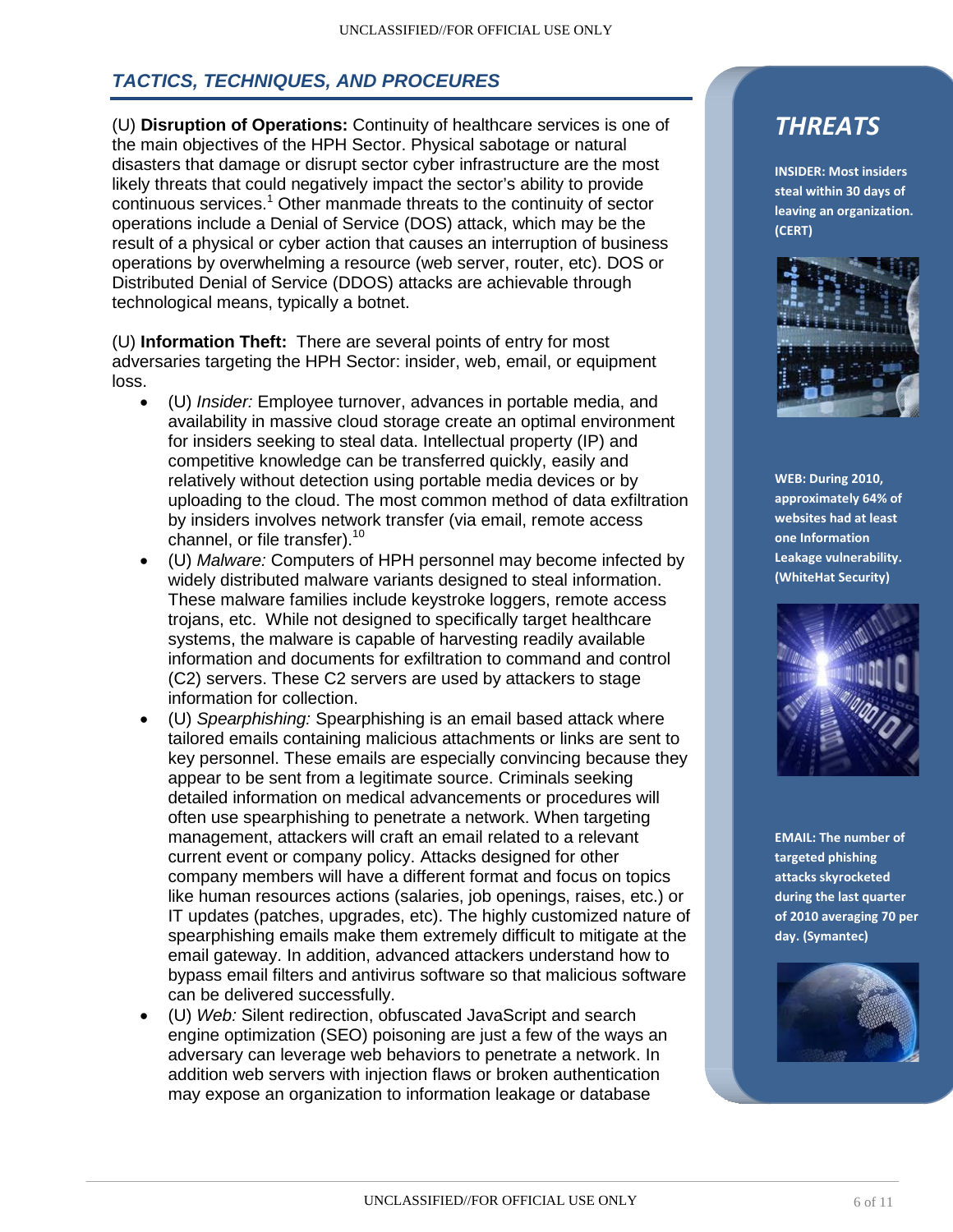## TACTICS, TECHNIQUES, AND PROCEURES

(U) **Disruption of Operations:** Continuity of healthcare services is one of the main objectives of the HPH Sector. Physical sabotage or natural disasters that damage or disrupt sector cyber infrastructure are the most likely threats that could negatively impact the sector's ability to provide continuous services.[1] Other manmade threats to the continuity of sector operations include a Denial of Service (DOS) attack, which may be the result of a physical or cyber action that causes an interruption of business operations by overwhelming a resource (web server, router, etc). DOS or Distributed Denial of Service (DDOS) attacks are achievable through technological means, typically a botnet.

(U) **Information Theft:** There are several points of entry for most adversaries targeting the HPH Sector: insider, web, email, or equipment loss.

- (U) *Insider:* Employee turnover, advances in portable media, and availability in massive cloud storage create an optimal environment for insiders seeking to steal data. Intellectual property (IP) and competitive knowledge can be transferred quickly, easily and relatively without detection using portable media devices or by uploading to the cloud. The most common method of data exfiltration by insiders involves network transfer (via email, remote access channel, or file transfer).[10]
- (U) *Malware:* Computers of HPH personnel may become infected by widely distributed malware variants designed to steal information. These malware families include keystroke loggers, remote access trojans, etc. While not designed to specifically target healthcare systems, the malware is capable of harvesting readily available information and documents for exfiltration to command and control (C2) servers. These C2 servers are used by attackers to stage information for collection.
- (U) *Spearphishing:* Spearphishing is an email based attack where tailored emails containing malicious attachments or links are sent to key personnel. These emails are especially convincing because they appear to be sent from a legitimate source. Criminals seeking detailed information on medical advancements or procedures will often use spearphishing to penetrate a network. When targeting management, attackers will craft an email related to a relevant current event or company policy. Attacks designed for other company members will have a different format and focus on topics like human resources actions (salaries, job openings, raises, etc.) or IT updates (patches, upgrades, etc). The highly customized nature of spearphishing emails make them extremely difficult to mitigate at the email gateway. In addition, advanced attackers understand how to bypass email filters and antivirus software so that malicious software can be delivered successfully.
- (U) *Web:* Silent redirection, obfuscated JavaScript and search engine optimization (SEO) poisoning are just a few of the ways an adversary can leverage web behaviors to penetrate a network. In addition web servers with injection flaws or broken authentication may expose an organization to information leakage or database

## THREATS

**INSIDER: Most insiders steal within 30 days of leaving an organization. (CERT)**

**WEB: During 2010, approximately 64% of websites had at least one Information Leakage vulnerability. (WhiteHat Security)**

**EMAIL: The number of targeted phishing attacks skyrocketed during the last quarter of 2010 averaging 70 per day. (Symantec)**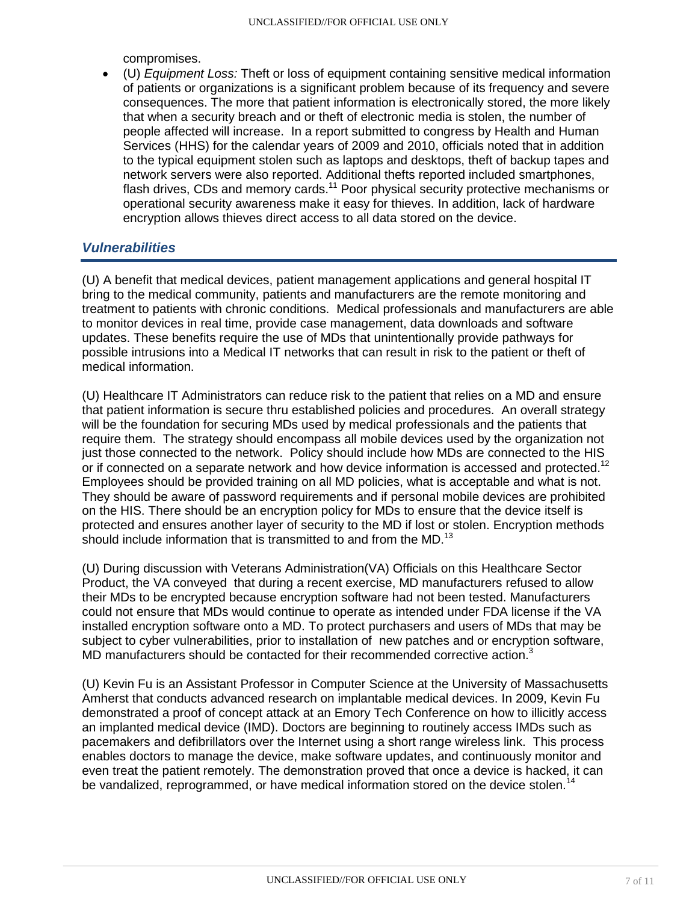compromises.

- (U) *Equipment Loss:* Theft or loss of equipment containing sensitive medical information of patients or organizations is a significant problem because of its frequency and severe consequences. The more that patient information is electronically stored, the more likely that when a security breach and or theft of electronic media is stolen, the number of people affected will increase. In a report submitted to congress by Health and Human Services (HHS) for the calendar years of 2009 and 2010, officials noted that in addition to the typical equipment stolen such as laptops and desktops, theft of backup tapes and network servers were also reported. Additional thefts reported included smartphones, flash drives, CDs and memory cards.[11] Poor physical security protective mechanisms or operational security awareness make it easy for thieves. In addition, lack of hardware encryption allows thieves direct access to all data stored on the device.

## *Vulnerabilities*

(U) A benefit that medical devices, patient management applications and general hospital IT bring to the medical community, patients and manufacturers are the remote monitoring and treatment to patients with chronic conditions. Medical professionals and manufacturers are able to monitor devices in real time, provide case management, data downloads and software updates. These benefits require the use of MDs that unintentionally provide pathways for possible intrusions into a Medical IT networks that can result in risk to the patient or theft of medical information.

(U) Healthcare IT Administrators can reduce risk to the patient that relies on a MD and ensure that patient information is secure thru established policies and procedures. An overall strategy will be the foundation for securing MDs used by medical professionals and the patients that require them. The strategy should encompass all mobile devices used by the organization not just those connected to the network. Policy should include how MDs are connected to the HIS or if connected on a separate network and how device information is accessed and protected.[12] Employees should be provided training on all MD policies, what is acceptable and what is not. They should be aware of password requirements and if personal mobile devices are prohibited on the HIS. There should be an encryption policy for MDs to ensure that the device itself is protected and ensures another layer of security to the MD if lost or stolen. Encryption methods should include information that is transmitted to and from the MD.[13]

(U) During discussion with Veterans Administration(VA) Officials on this Healthcare Sector Product, the VA conveyed that during a recent exercise, MD manufacturers refused to allow their MDs to be encrypted because encryption software had not been tested. Manufacturers could not ensure that MDs would continue to operate as intended under FDA license if the VA installed encryption software onto a MD. To protect purchasers and users of MDs that may be subject to cyber vulnerabilities, prior to installation of new patches and or encryption software, MD manufacturers should be contacted for their recommended corrective action.[3]

(U) Kevin Fu is an Assistant Professor in Computer Science at the University of Massachusetts Amherst that conducts advanced research on implantable medical devices. In 2009, Kevin Fu demonstrated a proof of concept attack at an Emory Tech Conference on how to illicitly access an implanted medical device (IMD). Doctors are beginning to routinely access IMDs such as pacemakers and defibrillators over the Internet using a short range wireless link. This process enables doctors to manage the device, make software updates, and continuously monitor and even treat the patient remotely. The demonstration proved that once a device is hacked, it can be vandalized, reprogrammed, or have medical information stored on the device stolen.[14]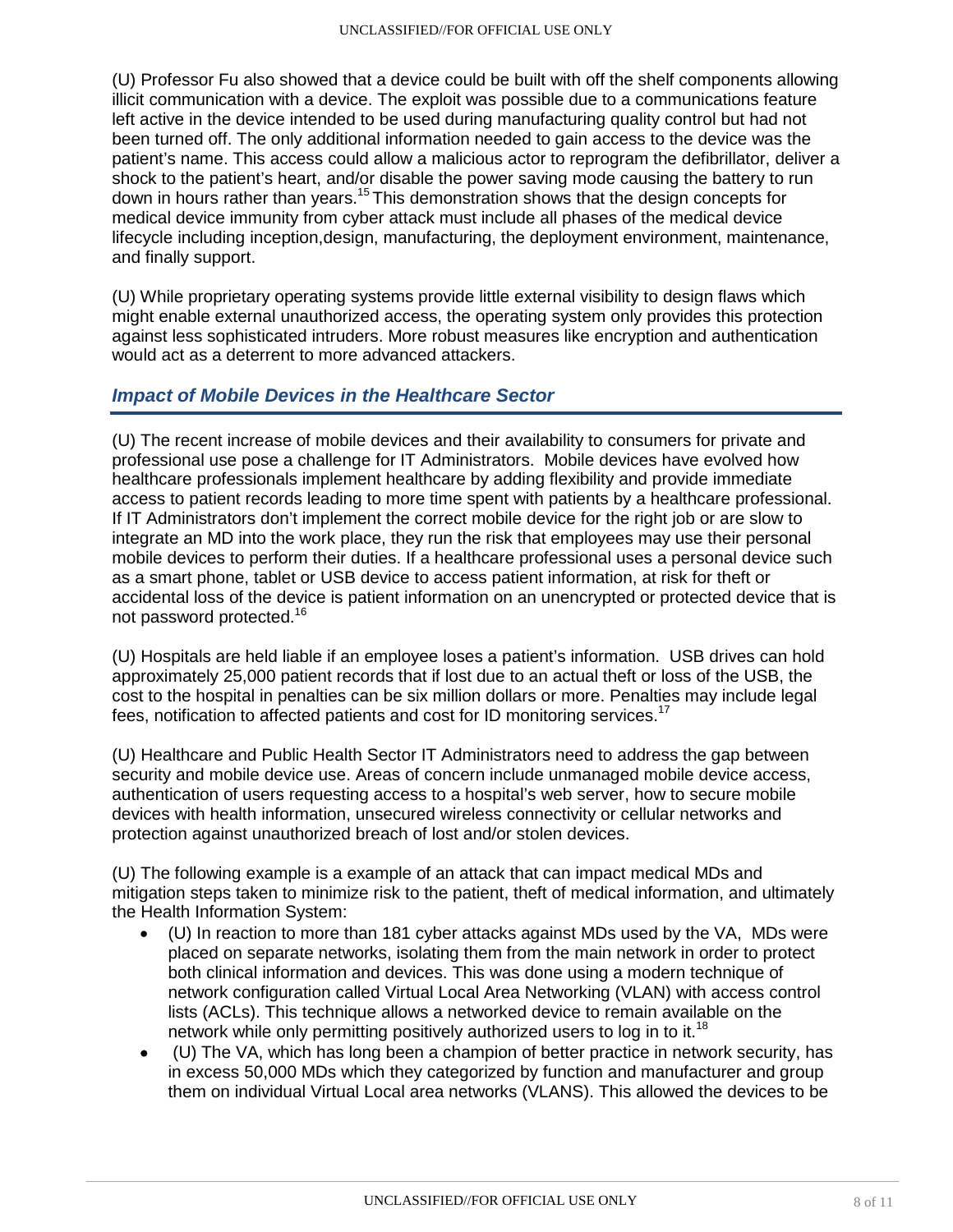(U) Professor Fu also showed that a device could be built with off the shelf components allowing illicit communication with a device. The exploit was possible due to a communications feature left active in the device intended to be used during manufacturing quality control but had not been turned off. The only additional information needed to gain access to the device was the patient's name. This access could allow a malicious actor to reprogram the defibrillator, deliver a shock to the patient's heart, and/or disable the power saving mode causing the battery to run down in hours rather than years.[15] This demonstration shows that the design concepts for medical device immunity from cyber attack must include all phases of the medical device lifecycle including inception,design, manufacturing, the deployment environment, maintenance, and finally support.

(U) While proprietary operating systems provide little external visibility to design flaws which might enable external unauthorized access, the operating system only provides this protection against less sophisticated intruders. More robust measures like encryption and authentication would act as a deterrent to more advanced attackers.

## *Impact of Mobile Devices in the Healthcare Sector*

(U) The recent increase of mobile devices and their availability to consumers for private and professional use pose a challenge for IT Administrators. Mobile devices have evolved how healthcare professionals implement healthcare by adding flexibility and provide immediate access to patient records leading to more time spent with patients by a healthcare professional. If IT Administrators don't implement the correct mobile device for the right job or are slow to integrate an MD into the work place, they run the risk that employees may use their personal mobile devices to perform their duties. If a healthcare professional uses a personal device such as a smart phone, tablet or USB device to access patient information, at risk for theft or accidental loss of the device is patient information on an unencrypted or protected device that is not password protected.[16]

(U) Hospitals are held liable if an employee loses a patient's information. USB drives can hold approximately 25,000 patient records that if lost due to an actual theft or loss of the USB, the cost to the hospital in penalties can be six million dollars or more. Penalties may include legal fees, notification to affected patients and cost for ID monitoring services.[17]

(U) Healthcare and Public Health Sector IT Administrators need to address the gap between security and mobile device use. Areas of concern include unmanaged mobile device access, authentication of users requesting access to a hospital's web server, how to secure mobile devices with health information, unsecured wireless connectivity or cellular networks and protection against unauthorized breach of lost and/or stolen devices.

(U) The following example is a example of an attack that can impact medical MDs and mitigation steps taken to minimize risk to the patient, theft of medical information, and ultimately the Health Information System:

- (U) In reaction to more than 181 cyber attacks against MDs used by the VA, MDs were placed on separate networks, isolating them from the main network in order to protect both clinical information and devices. This was done using a modern technique of network configuration called Virtual Local Area Networking (VLAN) with access control lists (ACLs). This technique allows a networked device to remain available on the network while only permitting positively authorized users to log in to it.[18]
- (U) The VA, which has long been a champion of better practice in network security, has in excess 50,000 MDs which they categorized by function and manufacturer and group them on individual Virtual Local area networks (VLANS). This allowed the devices to be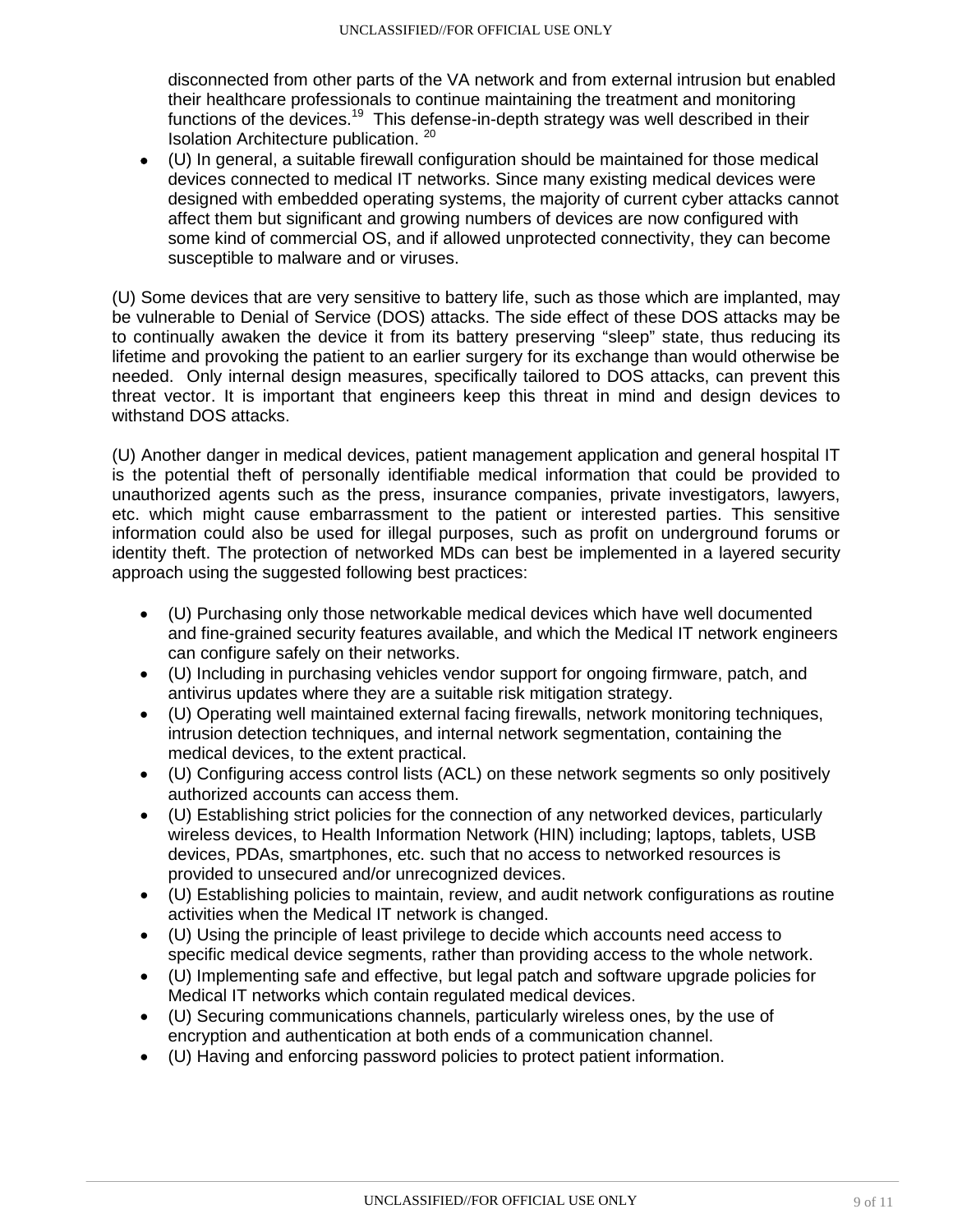disconnected from other parts of the VA network and from external intrusion but enabled their healthcare professionals to continue maintaining the treatment and monitoring functions of the devices.[19] This defense-in-depth strategy was well described in their Isolation Architecture publication. [20]

- (U) In general, a suitable firewall configuration should be maintained for those medical devices connected to medical IT networks. Since many existing medical devices were designed with embedded operating systems, the majority of current cyber attacks cannot affect them but significant and growing numbers of devices are now configured with some kind of commercial OS, and if allowed unprotected connectivity, they can become susceptible to malware and or viruses.

(U) Some devices that are very sensitive to battery life, such as those which are implanted, may be vulnerable to Denial of Service (DOS) attacks. The side effect of these DOS attacks may be to continually awaken the device it from its battery preserving "sleep" state, thus reducing its lifetime and provoking the patient to an earlier surgery for its exchange than would otherwise be needed. Only internal design measures, specifically tailored to DOS attacks, can prevent this threat vector. It is important that engineers keep this threat in mind and design devices to withstand DOS attacks.

(U) Another danger in medical devices, patient management application and general hospital IT is the potential theft of personally identifiable medical information that could be provided to unauthorized agents such as the press, insurance companies, private investigators, lawyers, etc. which might cause embarrassment to the patient or interested parties. This sensitive information could also be used for illegal purposes, such as profit on underground forums or identity theft. The protection of networked MDs can best be implemented in a layered security approach using the suggested following best practices:

- (U) Purchasing only those networkable medical devices which have well documented and fine-grained security features available, and which the Medical IT network engineers can configure safely on their networks.
- (U) Including in purchasing vehicles vendor support for ongoing firmware, patch, and antivirus updates where they are a suitable risk mitigation strategy.
- (U) Operating well maintained external facing firewalls, network monitoring techniques, intrusion detection techniques, and internal network segmentation, containing the medical devices, to the extent practical.
- (U) Configuring access control lists (ACL) on these network segments so only positively authorized accounts can access them.
- (U) Establishing strict policies for the connection of any networked devices, particularly wireless devices, to Health Information Network (HIN) including; laptops, tablets, USB devices, PDAs, smartphones, etc. such that no access to networked resources is provided to unsecured and/or unrecognized devices.
- (U) Establishing policies to maintain, review, and audit network configurations as routine activities when the Medical IT network is changed.
- (U) Using the principle of least privilege to decide which accounts need access to specific medical device segments, rather than providing access to the whole network.
- (U) Implementing safe and effective, but legal patch and software upgrade policies for Medical IT networks which contain regulated medical devices.
- (U) Securing communications channels, particularly wireless ones, by the use of encryption and authentication at both ends of a communication channel.
- (U) Having and enforcing password policies to protect patient information.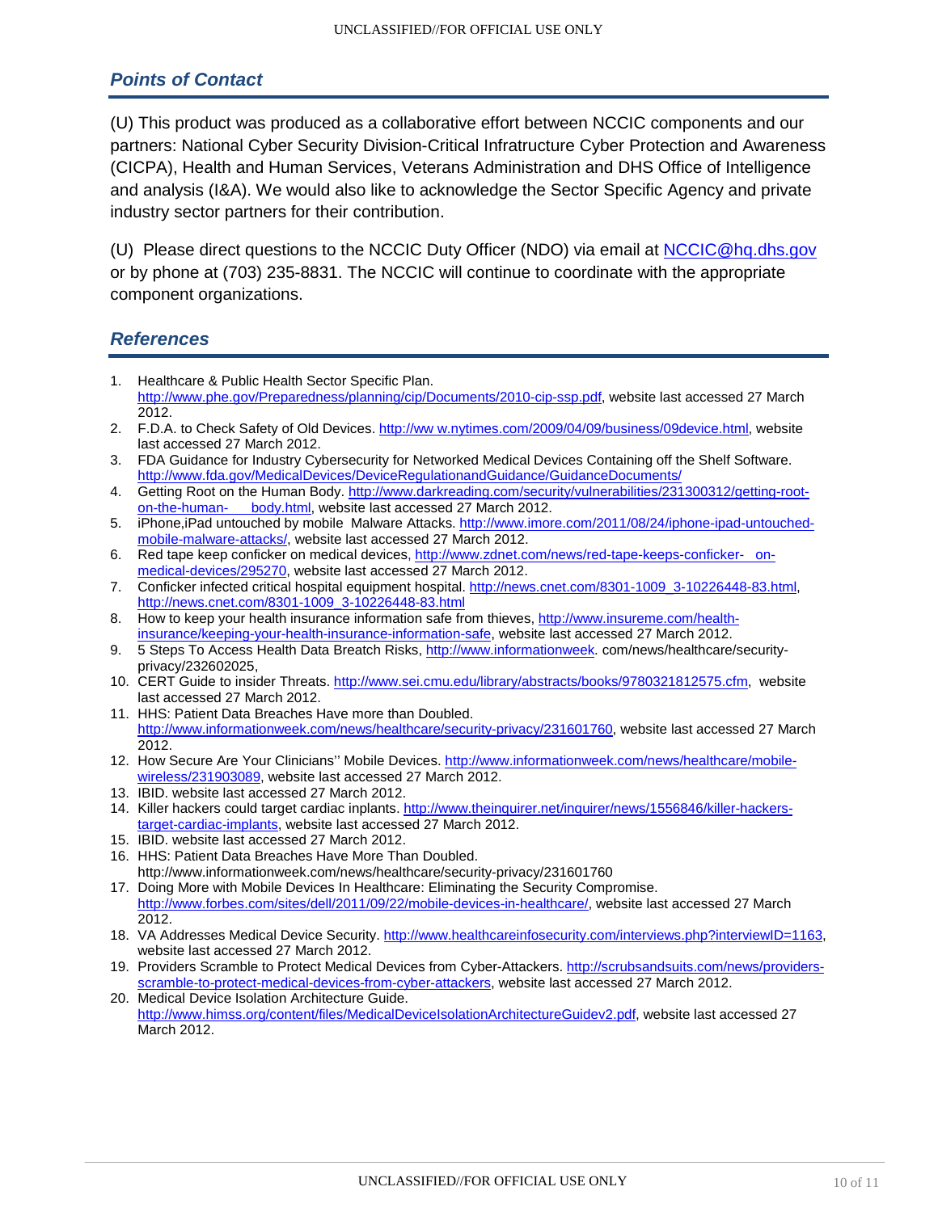## Points of Contact

(U) This product was produced as a collaborative effort between NCCIC components and our partners: National Cyber Security Division-Critical Infratructure Cyber Protection and Awareness (CICPA), Health and Human Services, Veterans Administration and DHS Office of Intelligence and analysis (I&A). We would also like to acknowledge the Sector Specific Agency and private industry sector partners for their contribution.

(U) Please direct questions to the NCCIC Duty Officer (NDO) via email at NCCIC@hq.dhs.gov or by phone at (703) 235-8831. The NCCIC will continue to coordinate with the appropriate component organizations.

## References

1. Healthcare & Public Health Sector Specific Plan. http://www.phe.gov/Preparedness/planning/cip/Documents/2010-cip-ssp.pdf, website last accessed 27 March 2012.
2. F.D.A. to Check Safety of Old Devices. http://ww w.nytimes.com/2009/04/09/business/09device.html, website last accessed 27 March 2012.
3. FDA Guidance for Industry Cybersecurity for Networked Medical Devices Containing off the Shelf Software. http://www.fda.gov/MedicalDevices/DeviceRegulationandGuidance/GuidanceDocuments/
4. Getting Root on the Human Body. http://www.darkreading.com/security/vulnerabilities/231300312/getting-root-on-the-human- body.html, website last accessed 27 March 2012.
5. iPhone,iPad untouched by mobile Malware Attacks. http://www.imore.com/2011/08/24/iphone-ipad-untouched-mobile-malware-attacks/, website last accessed 27 March 2012.
6. Red tape keep conficker on medical devices, http://www.zdnet.com/news/red-tape-keeps-conficker- on-medical-devices/295270, website last accessed 27 March 2012.
7. Conficker infected critical hospital equipment hospital. http://news.cnet.com/8301-1009_3-10226448-83.html, http://news.cnet.com/8301-1009_3-10226448-83.html
8. How to keep your health insurance information safe from thieves, http://www.insureme.com/health-insurance/keeping-your-health-insurance-information-safe, website last accessed 27 March 2012.
9. 5 Steps To Access Health Data Breatch Risks, http://www.informationweek. com/news/healthcare/security-privacy/232602025,
10. CERT Guide to insider Threats. http://www.sei.cmu.edu/library/abstracts/books/9780321812575.cfm, website last accessed 27 March 2012.
11. HHS: Patient Data Breaches Have more than Doubled. http://www.informationweek.com/news/healthcare/security-privacy/231601760, website last accessed 27 March 2012.
12. How Secure Are Your Clinicians'' Mobile Devices. http://www.informationweek.com/news/healthcare/mobile-wireless/231903089, website last accessed 27 March 2012.
13. IBID. website last accessed 27 March 2012.
14. Killer hackers could target cardiac inplants. http://www.theinquirer.net/inquirer/news/1556846/killer-hackers-target-cardiac-implants, website last accessed 27 March 2012.
15. IBID. website last accessed 27 March 2012.
16. HHS: Patient Data Breaches Have More Than Doubled. http://www.informationweek.com/news/healthcare/security-privacy/231601760
17. Doing More with Mobile Devices In Healthcare: Eliminating the Security Compromise. http://www.forbes.com/sites/dell/2011/09/22/mobile-devices-in-healthcare/, website last accessed 27 March 2012.
18. VA Addresses Medical Device Security. http://www.healthcareinfosecurity.com/interviews.php?interviewID=1163, website last accessed 27 March 2012.
19. Providers Scramble to Protect Medical Devices from Cyber-Attackers. http://scrubsandsuits.com/news/providers-scramble-to-protect-medical-devices-from-cyber-attackers, website last accessed 27 March 2012.
20. Medical Device Isolation Architecture Guide. http://www.himss.org/content/files/MedicalDeviceIsolationArchitectureGuidev2.pdf, website last accessed 27 March 2012.